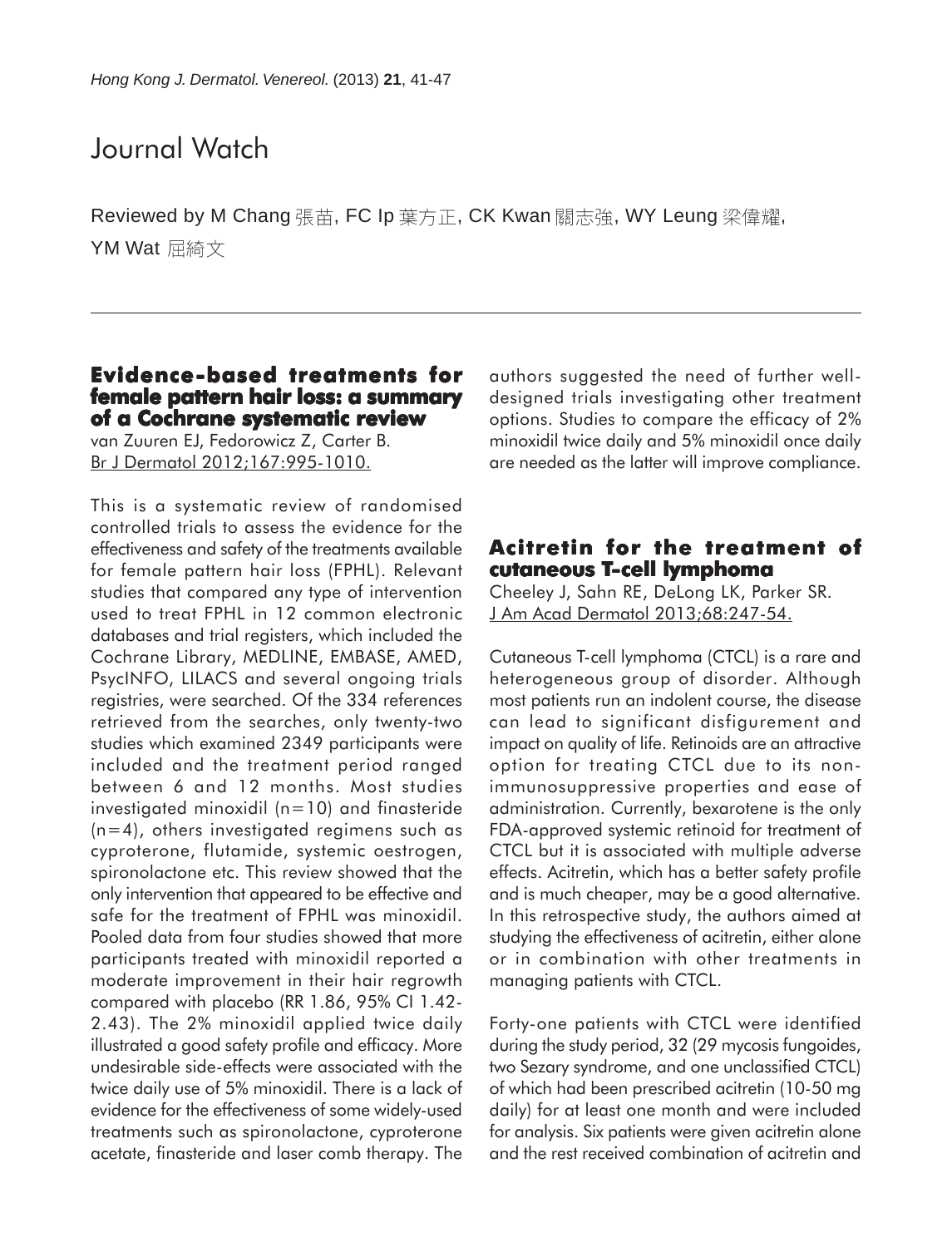# Journal Watch

Reviewed by M Chang 張苗, FC Ip 葉方正, CK Kwan 關志強, WY Leung 梁偉耀, YM Wat 屈綺文

## Evidence-based treatments for female pattern hair loss: a summary of a Cochrane systematic review

van Zuuren EJ, Fedorowicz Z, Carter B.
Br J Dermatol 2012;167:995-1010.

This is a systematic review of randomised controlled trials to assess the evidence for the effectiveness and safety of the treatments available for female pattern hair loss (FPHL). Relevant studies that compared any type of intervention used to treat FPHL in 12 common electronic databases and trial registers, which included the Cochrane Library, MEDLINE, EMBASE, AMED, PsycINFO, LILACS and several ongoing trials registries, were searched. Of the 334 references retrieved from the searches, only twenty-two studies which examined 2349 participants were included and the treatment period ranged between 6 and 12 months. Most studies investigated minoxidil (n=10) and finasteride (n=4), others investigated regimens such as cyproterone, flutamide, systemic oestrogen, spironolactone etc. This review showed that the only intervention that appeared to be effective and safe for the treatment of FPHL was minoxidil. Pooled data from four studies showed that more participants treated with minoxidil reported a moderate improvement in their hair regrowth compared with placebo (RR 1.86, 95% CI 1.42-2.43). The 2% minoxidil applied twice daily illustrated a good safety profile and efficacy. More undesirable side-effects were associated with the twice daily use of 5% minoxidil. There is a lack of evidence for the effectiveness of some widely-used treatments such as spironolactone, cyproterone acetate, finasteride and laser comb therapy. The authors suggested the need of further well-designed trials investigating other treatment options. Studies to compare the efficacy of 2% minoxidil twice daily and 5% minoxidil once daily are needed as the latter will improve compliance.

## Acitretin for the treatment of cutaneous T-cell lymphoma

Cheeley J, Sahn RE, DeLong LK, Parker SR.
J Am Acad Dermatol 2013;68:247-54.

Cutaneous T-cell lymphoma (CTCL) is a rare and heterogeneous group of disorder. Although most patients run an indolent course, the disease can lead to significant disfigurement and impact on quality of life. Retinoids are an attractive option for treating CTCL due to its non-immunosuppressive properties and ease of administration. Currently, bexarotene is the only FDA-approved systemic retinoid for treatment of CTCL but it is associated with multiple adverse effects. Acitretin, which has a better safety profile and is much cheaper, may be a good alternative. In this retrospective study, the authors aimed at studying the effectiveness of acitretin, either alone or in combination with other treatments in managing patients with CTCL.

Forty-one patients with CTCL were identified during the study period, 32 (29 mycosis fungoides, two Sezary syndrome, and one unclassified CTCL) of which had been prescribed acitretin (10-50 mg daily) for at least one month and were included for analysis. Six patients were given acitretin alone and the rest received combination of acitretin and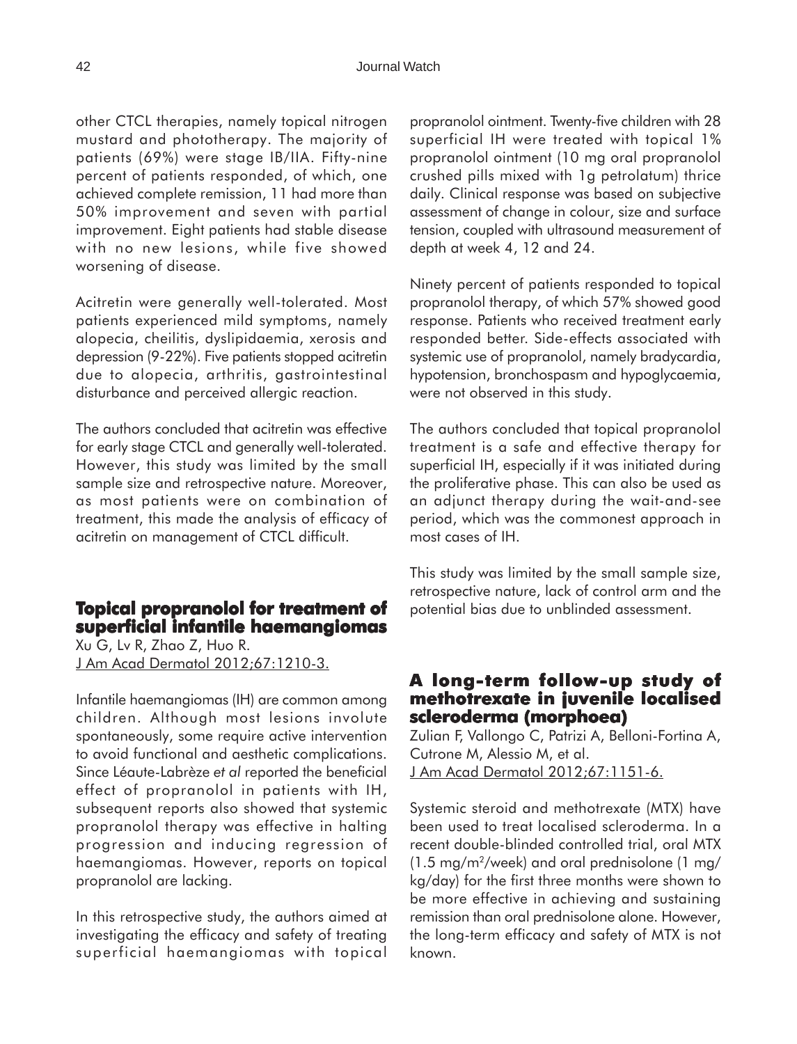other CTCL therapies, namely topical nitrogen mustard and phototherapy. The majority of patients (69%) were stage IB/IIA. Fifty-nine percent of patients responded, of which, one achieved complete remission, 11 had more than 50% improvement and seven with partial improvement. Eight patients had stable disease with no new lesions, while five showed worsening of disease.

Acitretin were generally well-tolerated. Most patients experienced mild symptoms, namely alopecia, cheilitis, dyslipidaemia, xerosis and depression (9-22%). Five patients stopped acitretin due to alopecia, arthritis, gastrointestinal disturbance and perceived allergic reaction.

The authors concluded that acitretin was effective for early stage CTCL and generally well-tolerated. However, this study was limited by the small sample size and retrospective nature. Moreover, as most patients were on combination of treatment, this made the analysis of efficacy of acitretin on management of CTCL difficult.

## Topical propranolol for treatment of superficial infantile haemangiomas

Xu G, Lv R, Zhao Z, Huo R.
J Am Acad Dermatol 2012;67:1210-3.

Infantile haemangiomas (IH) are common among children. Although most lesions involute spontaneously, some require active intervention to avoid functional and aesthetic complications. Since Léaute-Labrèze *et al* reported the beneficial effect of propranolol in patients with IH, subsequent reports also showed that systemic propranolol therapy was effective in halting progression and inducing regression of haemangiomas. However, reports on topical propranolol are lacking.

In this retrospective study, the authors aimed at investigating the efficacy and safety of treating superficial haemangiomas with topical propranolol ointment. Twenty-five children with 28 superficial IH were treated with topical 1% propranolol ointment (10 mg oral propranolol crushed pills mixed with 1g petrolatum) thrice daily. Clinical response was based on subjective assessment of change in colour, size and surface tension, coupled with ultrasound measurement of depth at week 4, 12 and 24.

Ninety percent of patients responded to topical propranolol therapy, of which 57% showed good response. Patients who received treatment early responded better. Side-effects associated with systemic use of propranolol, namely bradycardia, hypotension, bronchospasm and hypoglycaemia, were not observed in this study.

The authors concluded that topical propranolol treatment is a safe and effective therapy for superficial IH, especially if it was initiated during the proliferative phase. This can also be used as an adjunct therapy during the wait-and-see period, which was the commonest approach in most cases of IH.

This study was limited by the small sample size, retrospective nature, lack of control arm and the potential bias due to unblinded assessment.

## A long-term follow-up study of methotrexate in juvenile localised scleroderma (morphoea)

Zulian F, Vallongo C, Patrizi A, Belloni-Fortina A, Cutrone M, Alessio M, et al.
J Am Acad Dermatol 2012;67:1151-6.

Systemic steroid and methotrexate (MTX) have been used to treat localised scleroderma. In a recent double-blinded controlled trial, oral MTX (1.5 mg/m$^2$/week) and oral prednisolone (1 mg/kg/day) for the first three months were shown to be more effective in achieving and sustaining remission than oral prednisolone alone. However, the long-term efficacy and safety of MTX is not known.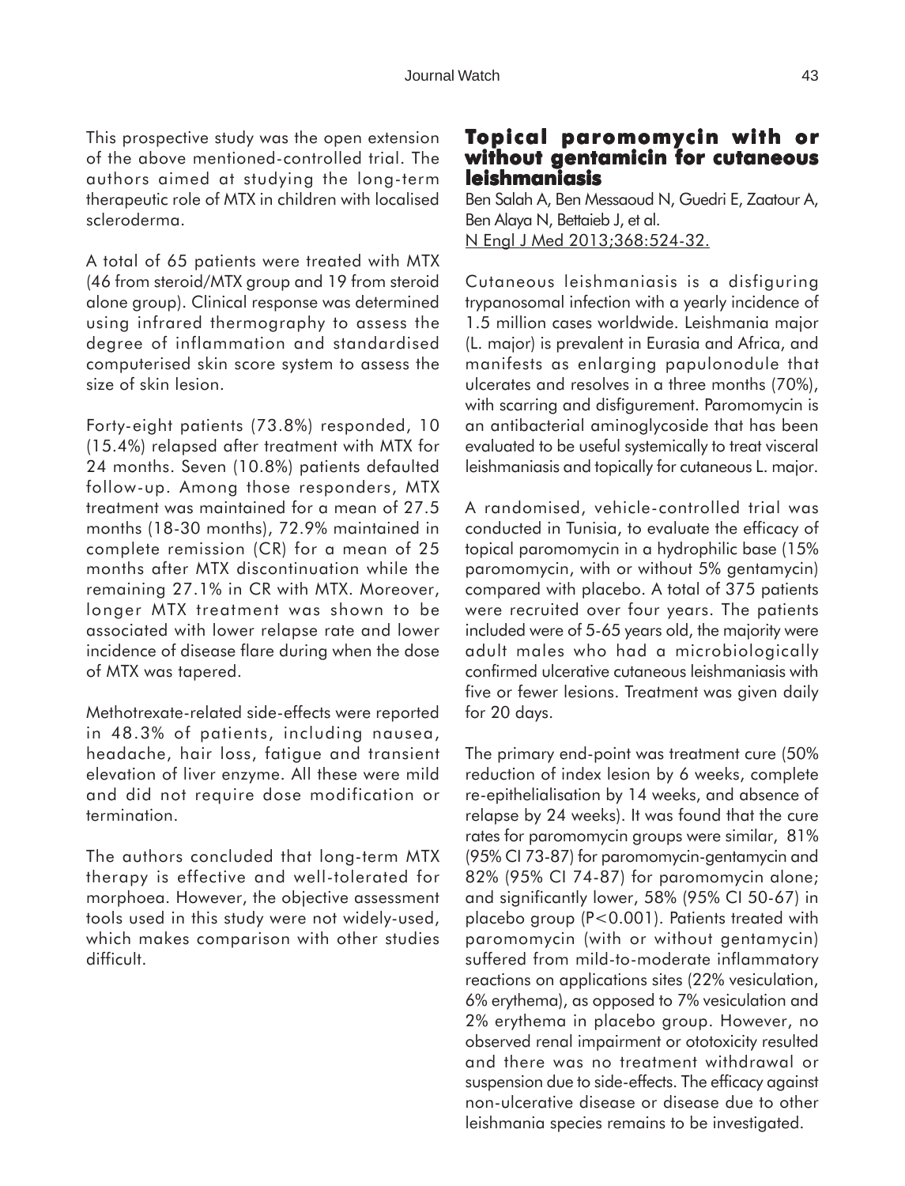This prospective study was the open extension of the above mentioned-controlled trial. The authors aimed at studying the long-term therapeutic role of MTX in children with localised scleroderma.

A total of 65 patients were treated with MTX (46 from steroid/MTX group and 19 from steroid alone group). Clinical response was determined using infrared thermography to assess the degree of inflammation and standardised computerised skin score system to assess the size of skin lesion.

Forty-eight patients (73.8%) responded, 10 (15.4%) relapsed after treatment with MTX for 24 months. Seven (10.8%) patients defaulted follow-up. Among those responders, MTX treatment was maintained for a mean of 27.5 months (18-30 months), 72.9% maintained in complete remission (CR) for a mean of 25 months after MTX discontinuation while the remaining 27.1% in CR with MTX. Moreover, longer MTX treatment was shown to be associated with lower relapse rate and lower incidence of disease flare during when the dose of MTX was tapered.

Methotrexate-related side-effects were reported in 48.3% of patients, including nausea, headache, hair loss, fatigue and transient elevation of liver enzyme. All these were mild and did not require dose modification or termination.

The authors concluded that long-term MTX therapy is effective and well-tolerated for morphoea. However, the objective assessment tools used in this study were not widely-used, which makes comparison with other studies difficult.

## Topical paromomycin with or without gentamicin for cutaneous leishmaniasis

Ben Salah A, Ben Messaoud N, Guedri E, Zaatour A, Ben Alaya N, Bettaieb J, et al.
N Engl J Med 2013;368:524-32.

Cutaneous leishmaniasis is a disfiguring trypanosomal infection with a yearly incidence of 1.5 million cases worldwide. Leishmania major (L. major) is prevalent in Eurasia and Africa, and manifests as enlarging papulonodule that ulcerates and resolves in a three months (70%), with scarring and disfigurement. Paromomycin is an antibacterial aminoglycoside that has been evaluated to be useful systemically to treat visceral leishmaniasis and topically for cutaneous L. major.

A randomised, vehicle-controlled trial was conducted in Tunisia, to evaluate the efficacy of topical paromomycin in a hydrophilic base (15% paromomycin, with or without 5% gentamycin) compared with placebo. A total of 375 patients were recruited over four years. The patients included were of 5-65 years old, the majority were adult males who had a microbiologically confirmed ulcerative cutaneous leishmaniasis with five or fewer lesions. Treatment was given daily for 20 days.

The primary end-point was treatment cure (50% reduction of index lesion by 6 weeks, complete re-epithelialisation by 14 weeks, and absence of relapse by 24 weeks). It was found that the cure rates for paromomycin groups were similar, 81% (95% CI 73-87) for paromomycin-gentamycin and 82% (95% CI 74-87) for paromomycin alone; and significantly lower, 58% (95% CI 50-67) in placebo group ($P<0.001$). Patients treated with paromomycin (with or without gentamycin) suffered from mild-to-moderate inflammatory reactions on applications sites (22% vesiculation, 6% erythema), as opposed to 7% vesiculation and 2% erythema in placebo group. However, no observed renal impairment or ototoxicity resulted and there was no treatment withdrawal or suspension due to side-effects. The efficacy against non-ulcerative disease or disease due to other leishmania species remains to be investigated.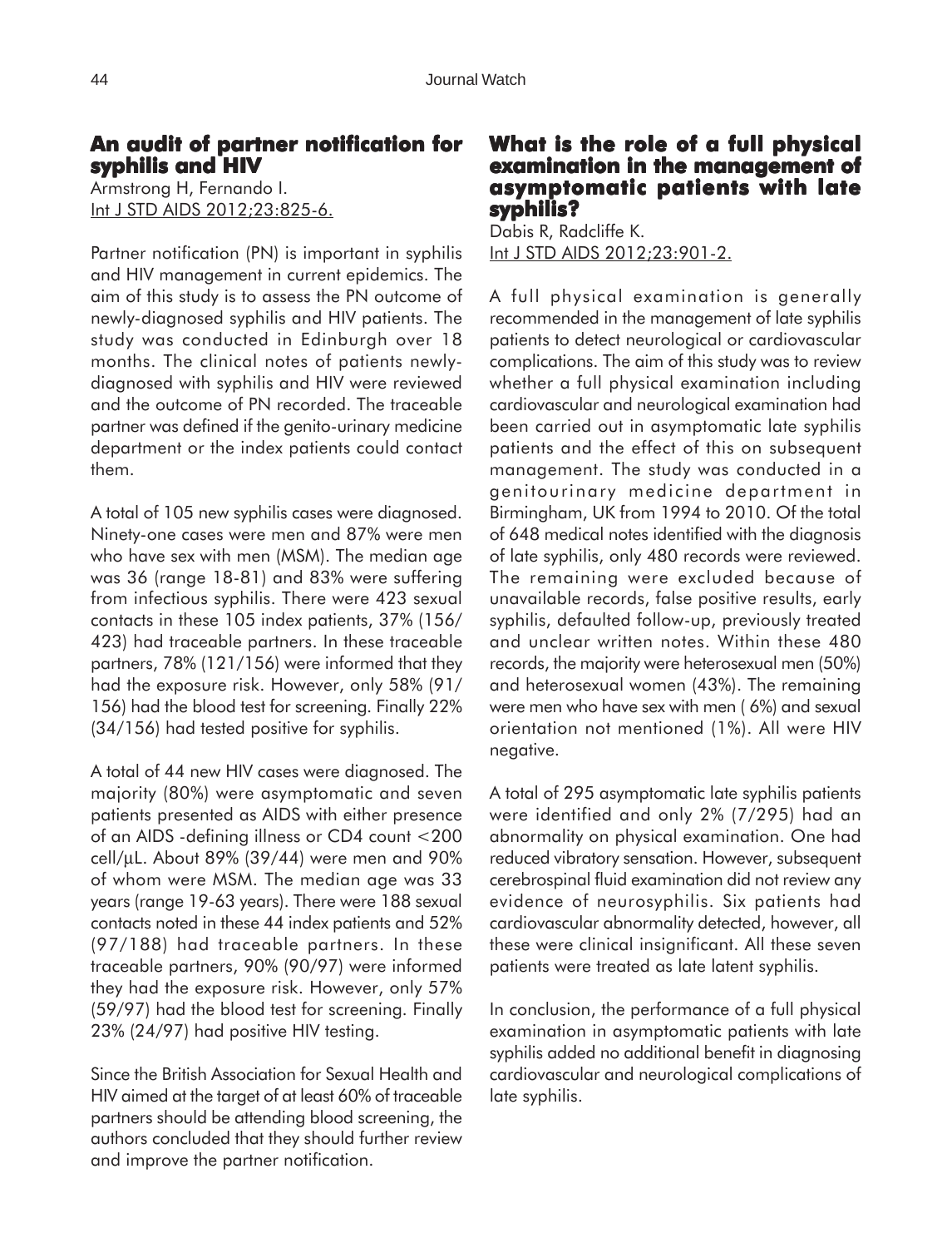## An audit of partner notification for syphilis and HIV

Armstrong H, Fernando I.
Int J STD AIDS 2012;23:825-6.

Partner notification (PN) is important in syphilis and HIV management in current epidemics. The aim of this study is to assess the PN outcome of newly-diagnosed syphilis and HIV patients. The study was conducted in Edinburgh over 18 months. The clinical notes of patients newly-diagnosed with syphilis and HIV were reviewed and the outcome of PN recorded. The traceable partner was defined if the genito-urinary medicine department or the index patients could contact them.

A total of 105 new syphilis cases were diagnosed. Ninety-one cases were men and 87% were men who have sex with men (MSM). The median age was 36 (range 18-81) and 83% were suffering from infectious syphilis. There were 423 sexual contacts in these 105 index patients, 37% (156/423) had traceable partners. In these traceable partners, 78% (121/156) were informed that they had the exposure risk. However, only 58% (91/156) had the blood test for screening. Finally 22% (34/156) had tested positive for syphilis.

A total of 44 new HIV cases were diagnosed. The majority (80%) were asymptomatic and seven patients presented as AIDS with either presence of an AIDS -defining illness or CD4 count <200 cell/µL. About 89% (39/44) were men and 90% of whom were MSM. The median age was 33 years (range 19-63 years). There were 188 sexual contacts noted in these 44 index patients and 52% (97/188) had traceable partners. In these traceable partners, 90% (90/97) were informed they had the exposure risk. However, only 57% (59/97) had the blood test for screening. Finally 23% (24/97) had positive HIV testing.

Since the British Association for Sexual Health and HIV aimed at the target of at least 60% of traceable partners should be attending blood screening, the authors concluded that they should further review and improve the partner notification.

## What is the role of a full physical examination in the management of asymptomatic patients with late syphilis?

Dabis R, Radcliffe K.
Int J STD AIDS 2012;23:901-2.

A full physical examination is generally recommended in the management of late syphilis patients to detect neurological or cardiovascular complications. The aim of this study was to review whether a full physical examination including cardiovascular and neurological examination had been carried out in asymptomatic late syphilis patients and the effect of this on subsequent management. The study was conducted in a genitourinary medicine department in Birmingham, UK from 1994 to 2010. Of the total of 648 medical notes identified with the diagnosis of late syphilis, only 480 records were reviewed. The remaining were excluded because of unavailable records, false positive results, early syphilis, defaulted follow-up, previously treated and unclear written notes. Within these 480 records, the majority were heterosexual men (50%) and heterosexual women (43%). The remaining were men who have sex with men ( 6%) and sexual orientation not mentioned (1%). All were HIV negative.

A total of 295 asymptomatic late syphilis patients were identified and only 2% (7/295) had an abnormality on physical examination. One had reduced vibratory sensation. However, subsequent cerebrospinal fluid examination did not review any evidence of neurosyphilis. Six patients had cardiovascular abnormality detected, however, all these were clinical insignificant. All these seven patients were treated as late latent syphilis.

In conclusion, the performance of a full physical examination in asymptomatic patients with late syphilis added no additional benefit in diagnosing cardiovascular and neurological complications of late syphilis.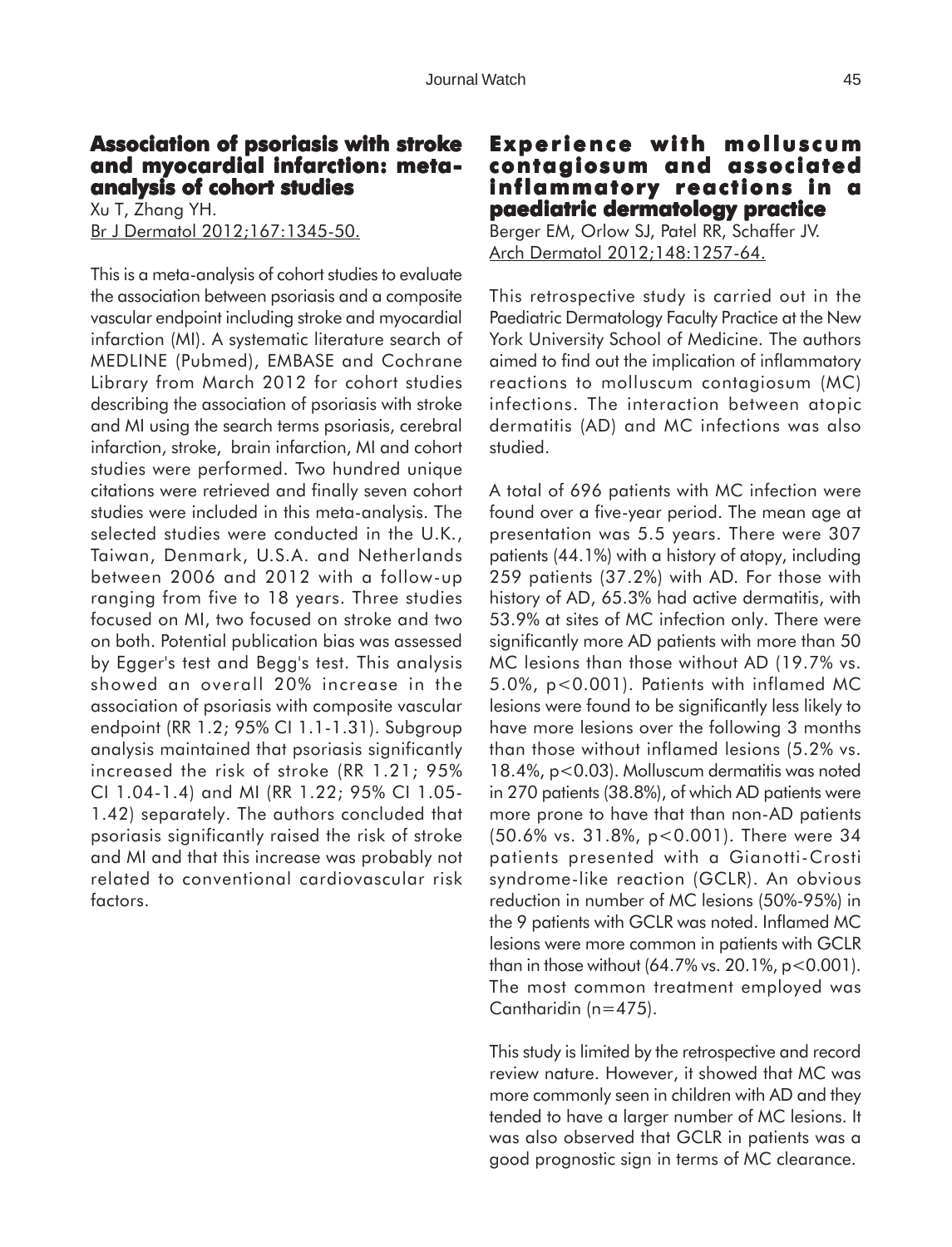## Association of psoriasis with stroke and myocardial infarction: meta-analysis of cohort studies

Xu T, Zhang YH.
Br J Dermatol 2012;167:1345-50.

This is a meta-analysis of cohort studies to evaluate the association between psoriasis and a composite vascular endpoint including stroke and myocardial infarction (MI). A systematic literature search of MEDLINE (Pubmed), EMBASE and Cochrane Library from March 2012 for cohort studies describing the association of psoriasis with stroke and MI using the search terms psoriasis, cerebral infarction, stroke, brain infarction, MI and cohort studies were performed. Two hundred unique citations were retrieved and finally seven cohort studies were included in this meta-analysis. The selected studies were conducted in the U.K., Taiwan, Denmark, U.S.A. and Netherlands between 2006 and 2012 with a follow-up ranging from five to 18 years. Three studies focused on MI, two focused on stroke and two on both. Potential publication bias was assessed by Egger's test and Begg's test. This analysis showed an overall 20% increase in the association of psoriasis with composite vascular endpoint (RR 1.2; 95% CI 1.1-1.31). Subgroup analysis maintained that psoriasis significantly increased the risk of stroke (RR 1.21; 95% CI 1.04-1.4) and MI (RR 1.22; 95% CI 1.05-1.42) separately. The authors concluded that psoriasis significantly raised the risk of stroke and MI and that this increase was probably not related to conventional cardiovascular risk factors.

## Experience with molluscum contagiosum and associated inflammatory reactions in a paediatric dermatology practice

Berger EM, Orlow SJ, Patel RR, Schaffer JV.
Arch Dermatol 2012;148:1257-64.

This retrospective study is carried out in the Paediatric Dermatology Faculty Practice at the New York University School of Medicine. The authors aimed to find out the implication of inflammatory reactions to molluscum contagiosum (MC) infections. The interaction between atopic dermatitis (AD) and MC infections was also studied.

A total of 696 patients with MC infection were found over a five-year period. The mean age at presentation was 5.5 years. There were 307 patients (44.1%) with a history of atopy, including 259 patients (37.2%) with AD. For those with history of AD, 65.3% had active dermatitis, with 53.9% at sites of MC infection only. There were significantly more AD patients with more than 50 MC lesions than those without AD (19.7% vs. 5.0%, $p<0.001$). Patients with inflamed MC lesions were found to be significantly less likely to have more lesions over the following 3 months than those without inflamed lesions (5.2% vs. 18.4%, $p<0.03$). Molluscum dermatitis was noted in 270 patients (38.8%), of which AD patients were more prone to have that than non-AD patients (50.6% vs. 31.8%, $p<0.001$). There were 34 patients presented with a Gianotti-Crosti syndrome-like reaction (GCLR). An obvious reduction in number of MC lesions (50%-95%) in the 9 patients with GCLR was noted. Inflamed MC lesions were more common in patients with GCLR than in those without (64.7% vs. 20.1%, $p<0.001$). The most common treatment employed was Cantharidin (n=475).

This study is limited by the retrospective and record review nature. However, it showed that MC was more commonly seen in children with AD and they tended to have a larger number of MC lesions. It was also observed that GCLR in patients was a good prognostic sign in terms of MC clearance.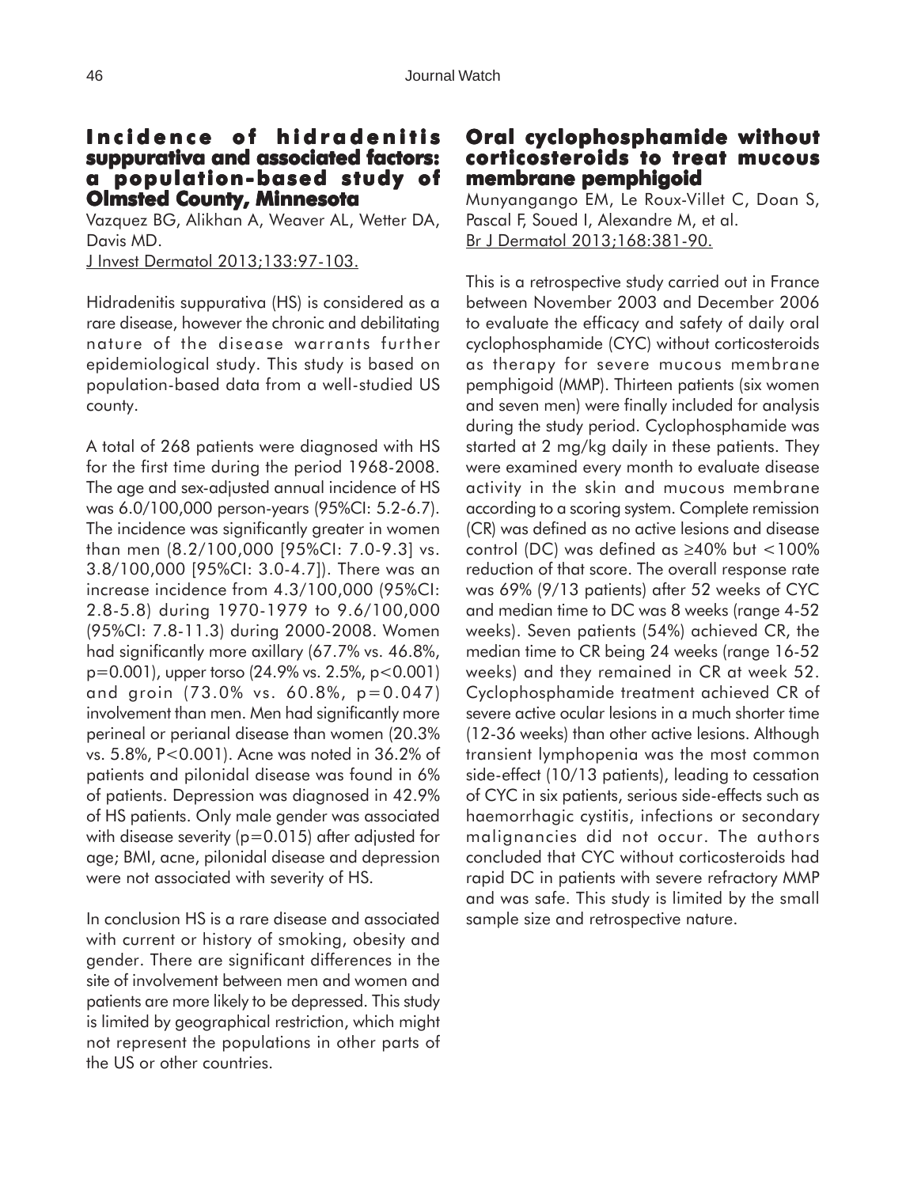## Incidence of hidradenitis suppurativa and associated factors: a population-based study of Olmsted County, Minnesota

Vazquez BG, Alikhan A, Weaver AL, Wetter DA, Davis MD.
J Invest Dermatol 2013;133:97-103.

Hidradenitis suppurativa (HS) is considered as a rare disease, however the chronic and debilitating nature of the disease warrants further epidemiological study. This study is based on population-based data from a well-studied US county.

A total of 268 patients were diagnosed with HS for the first time during the period 1968-2008. The age and sex-adjusted annual incidence of HS was 6.0/100,000 person-years (95%CI: 5.2-6.7). The incidence was significantly greater in women than men (8.2/100,000 [95%CI: 7.0-9.3] vs. 3.8/100,000 [95%CI: 3.0-4.7]). There was an increase incidence from 4.3/100,000 (95%CI: 2.8-5.8) during 1970-1979 to 9.6/100,000 (95%CI: 7.8-11.3) during 2000-2008. Women had significantly more axillary (67.7% vs. 46.8%, $p=0.001$), upper torso (24.9% vs. 2.5%, $p<0.001$) and groin (73.0% vs. 60.8%, $p=0.047$) involvement than men. Men had significantly more perineal or perianal disease than women (20.3% vs. 5.8%, $P<0.001$). Acne was noted in 36.2% of patients and pilonidal disease was found in 6% of patients. Depression was diagnosed in 42.9% of HS patients. Only male gender was associated with disease severity ($p=0.015$) after adjusted for age; BMI, acne, pilonidal disease and depression were not associated with severity of HS.

In conclusion HS is a rare disease and associated with current or history of smoking, obesity and gender. There are significant differences in the site of involvement between men and women and patients are more likely to be depressed. This study is limited by geographical restriction, which might not represent the populations in other parts of the US or other countries.

## Oral cyclophosphamide without corticosteroids to treat mucous membrane pemphigoid

Munyangango EM, Le Roux-Villet C, Doan S, Pascal F, Soued I, Alexandre M, et al.
Br J Dermatol 2013;168:381-90.

This is a retrospective study carried out in France between November 2003 and December 2006 to evaluate the efficacy and safety of daily oral cyclophosphamide (CYC) without corticosteroids as therapy for severe mucous membrane pemphigoid (MMP). Thirteen patients (six women and seven men) were finally included for analysis during the study period. Cyclophosphamide was started at 2 mg/kg daily in these patients. They were examined every month to evaluate disease activity in the skin and mucous membrane according to a scoring system. Complete remission (CR) was defined as no active lesions and disease control (DC) was defined as ≥40% but <100% reduction of that score. The overall response rate was 69% (9/13 patients) after 52 weeks of CYC and median time to DC was 8 weeks (range 4-52 weeks). Seven patients (54%) achieved CR, the median time to CR being 24 weeks (range 16-52 weeks) and they remained in CR at week 52. Cyclophosphamide treatment achieved CR of severe active ocular lesions in a much shorter time (12-36 weeks) than other active lesions. Although transient lymphopenia was the most common side-effect (10/13 patients), leading to cessation of CYC in six patients, serious side-effects such as haemorrhagic cystitis, infections or secondary malignancies did not occur. The authors concluded that CYC without corticosteroids had rapid DC in patients with severe refractory MMP and was safe. This study is limited by the small sample size and retrospective nature.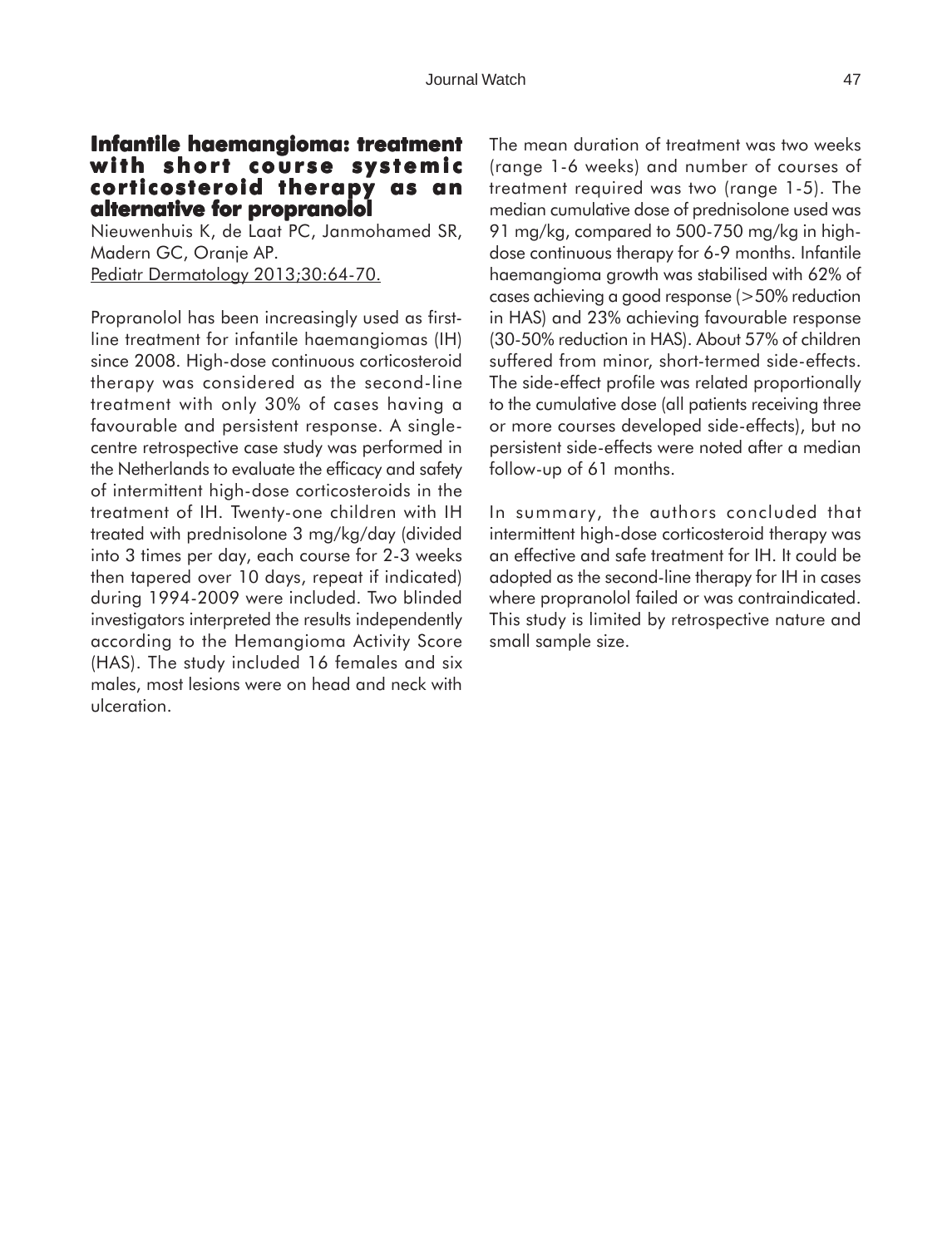## Infantile haemangioma: treatment with short course systemic corticosteroid therapy as an alternative for propranolol

Nieuwenhuis K, de Laat PC, Janmohamed SR, Madern GC, Oranje AP.
Pediatr Dermatology 2013;30:64-70.

Propranolol has been increasingly used as first-line treatment for infantile haemangiomas (IH) since 2008. High-dose continuous corticosteroid therapy was considered as the second-line treatment with only 30% of cases having a favourable and persistent response. A single-centre retrospective case study was performed in the Netherlands to evaluate the efficacy and safety of intermittent high-dose corticosteroids in the treatment of IH. Twenty-one children with IH treated with prednisolone 3 mg/kg/day (divided into 3 times per day, each course for 2-3 weeks then tapered over 10 days, repeat if indicated) during 1994-2009 were included. Two blinded investigators interpreted the results independently according to the Hemangioma Activity Score (HAS). The study included 16 females and six males, most lesions were on head and neck with ulceration.

The mean duration of treatment was two weeks (range 1-6 weeks) and number of courses of treatment required was two (range 1-5). The median cumulative dose of prednisolone used was 91 mg/kg, compared to 500-750 mg/kg in high-dose continuous therapy for 6-9 months. Infantile haemangioma growth was stabilised with 62% of cases achieving a good response (>50% reduction in HAS) and 23% achieving favourable response (30-50% reduction in HAS). About 57% of children suffered from minor, short-termed side-effects. The side-effect profile was related proportionally to the cumulative dose (all patients receiving three or more courses developed side-effects), but no persistent side-effects were noted after a median follow-up of 61 months.

In summary, the authors concluded that intermittent high-dose corticosteroid therapy was an effective and safe treatment for IH. It could be adopted as the second-line therapy for IH in cases where propranolol failed or was contraindicated. This study is limited by retrospective nature and small sample size.